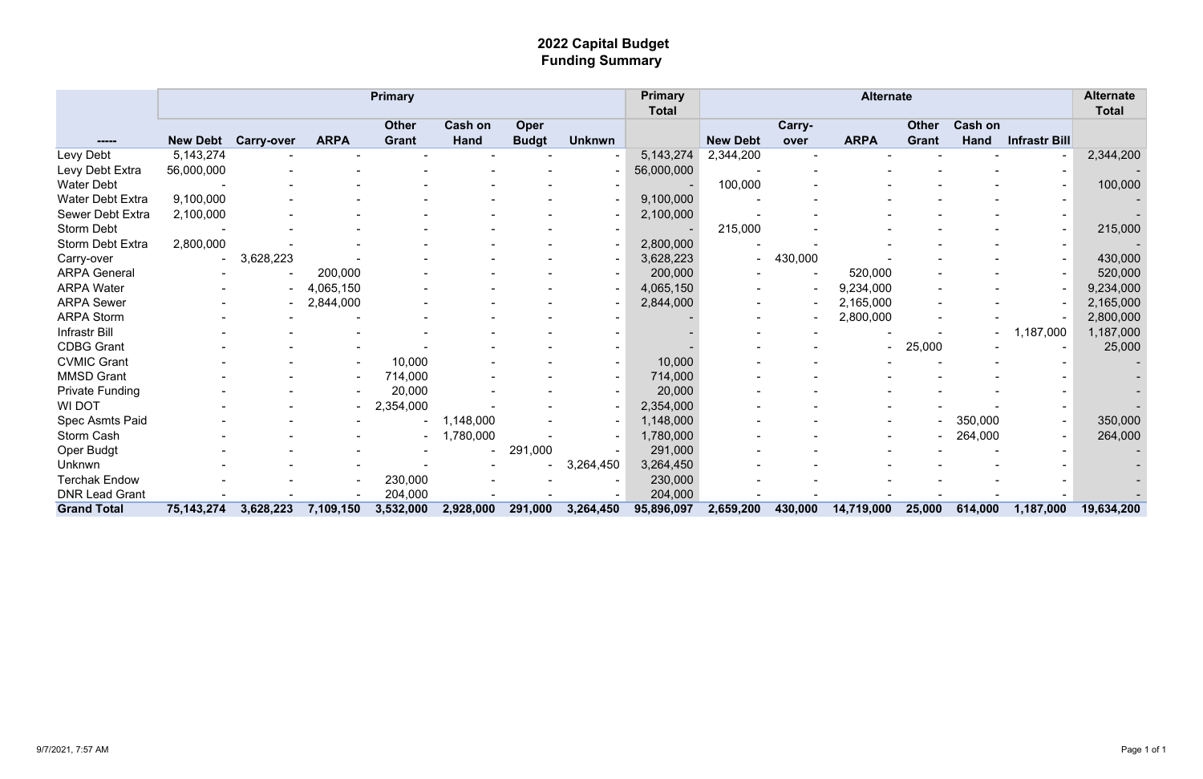# 2022 Capital Budget
## Funding Summary

| | Primary | | | | | | | Primary Total | Alternate | | | | | | Alternate Total |
|---|---|---|---|---|---|---|---|---|---|---|---|---|---|---|---|
| ----- | New Debt | Carry-over | ARPA | Other Grant | Cash on Hand | Oper Budgt | Unknwn | | New Debt | Carry-over | ARPA | Other Grant | Cash on Hand | Infrastr Bill | |
| Levy Debt | 5,143,274 | - | - | - | - | - | - | 5,143,274 | 2,344,200 | - | - | - | - | - | 2,344,200 |
| Levy Debt Extra | 56,000,000 | - | - | - | - | - | - | 56,000,000 | - | - | - | - | - | - | - |
| Water Debt | - | - | - | - | - | - | - | - | 100,000 | - | - | - | - | - | 100,000 |
| Water Debt Extra | 9,100,000 | - | - | - | - | - | - | 9,100,000 | - | - | - | - | - | - | - |
| Sewer Debt Extra | 2,100,000 | - | - | - | - | - | - | 2,100,000 | - | - | - | - | - | - | - |
| Storm Debt | - | - | - | - | - | - | - | - | 215,000 | - | - | - | - | - | 215,000 |
| Storm Debt Extra | 2,800,000 | - | - | - | - | - | - | 2,800,000 | - | - | - | - | - | - | - |
| Carry-over | - | 3,628,223 | - | - | - | - | - | 3,628,223 | - | 430,000 | - | - | - | - | 430,000 |
| ARPA General | - | - | 200,000 | - | - | - | - | 200,000 | - | - | 520,000 | - | - | - | 520,000 |
| ARPA Water | - | - | 4,065,150 | - | - | - | - | 4,065,150 | - | - | 9,234,000 | - | - | - | 9,234,000 |
| ARPA Sewer | - | - | 2,844,000 | - | - | - | - | 2,844,000 | - | - | 2,165,000 | - | - | - | 2,165,000 |
| ARPA Storm | - | - | - | - | - | - | - | - | - | - | 2,800,000 | - | - | - | 2,800,000 |
| Infrastr Bill | - | - | - | - | - | - | - | - | - | - | - | - | - | 1,187,000 | 1,187,000 |
| CDBG Grant | - | - | - | - | - | - | - | - | - | - | - | 25,000 | - | - | 25,000 |
| CVMIC Grant | - | - | - | 10,000 | - | - | - | 10,000 | - | - | - | - | - | - | - |
| MMSD Grant | - | - | - | 714,000 | - | - | - | 714,000 | - | - | - | - | - | - | - |
| Private Funding | - | - | - | 20,000 | - | - | - | 20,000 | - | - | - | - | - | - | - |
| WI DOT | - | - | - | 2,354,000 | - | - | - | 2,354,000 | - | - | - | - | - | - | - |
| Spec Asmts Paid | - | - | - | - | 1,148,000 | - | - | 1,148,000 | - | - | - | - | 350,000 | - | 350,000 |
| Storm Cash | - | - | - | - | 1,780,000 | - | - | 1,780,000 | - | - | - | - | 264,000 | - | 264,000 |
| Oper Budgt | - | - | - | - | - | 291,000 | - | 291,000 | - | - | - | - | - | - | - |
| Unknwn | - | - | - | - | - | - | 3,264,450 | 3,264,450 | - | - | - | - | - | - | - |
| Terchak Endow | - | - | - | 230,000 | - | - | - | 230,000 | - | - | - | - | - | - | - |
| DNR Lead Grant | - | - | - | 204,000 | - | - | - | 204,000 | - | - | - | - | - | - | - |
| **Grand Total** | **75,143,274** | **3,628,223** | **7,109,150** | **3,532,000** | **2,928,000** | **291,000** | **3,264,450** | **95,896,097** | **2,659,200** | **430,000** | **14,719,000** | **25,000** | **614,000** | **1,187,000** | **19,634,200** |

9/7/2021, 7:57 AM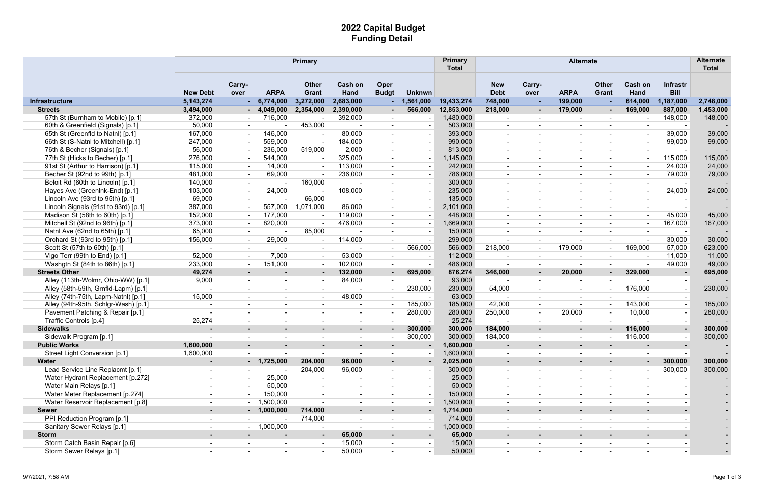# 2022 Capital Budget
## Funding Detail

| | Primary | | | | | | | Primary Total | Alternate | | | | | | Alternate Total |
|---|---|---|---|---|---|---|---|---|---|---|---|---|---|---|---|
| | New Debt | Carry-over | ARPA | Other Grant | Cash on Hand | Oper Budgt | Unknwn | | New Debt | Carry-over | ARPA | Other Grant | Cash on Hand | Infrastr Bill | |
| **Infrastructure** | **5,143,274** | **-** | **6,774,000** | **3,272,000** | **2,683,000** | **-** | **1,561,000** | **19,433,274** | **748,000** | **-** | **199,000** | **-** | **614,000** | **1,187,000** | **2,748,000** |
| **Streets** | **3,494,000** | **-** | **4,049,000** | **2,354,000** | **2,390,000** | **-** | **566,000** | **12,853,000** | **218,000** | **-** | **179,000** | **-** | **169,000** | **887,000** | **1,453,000** |
| 57th St (Burnham to Mobile) [p.1] | 372,000 | - | 716,000 | - | 392,000 | - | - | 1,480,000 | - | - | - | - | - | 148,000 | 148,000 |
| 60th & Greenfield (Signals) [p.1] | 50,000 | - | - | 453,000 | - | - | - | 503,000 | - | - | - | - | - | - | - |
| 65th St (Greenfld to Natnl) [p.1] | 167,000 | - | 146,000 | - | 80,000 | - | - | 393,000 | - | - | - | - | - | 39,000 | 39,000 |
| 66th St (S-Natnl to Mitchell) [p.1] | 247,000 | - | 559,000 | - | 184,000 | - | - | 990,000 | - | - | - | - | - | 99,000 | 99,000 |
| 76th & Becher (Signals) [p.1] | 56,000 | - | 236,000 | 519,000 | 2,000 | - | - | 813,000 | - | - | - | - | - | - | - |
| 77th St (Hicks to Becher) [p.1] | 276,000 | - | 544,000 | - | 325,000 | - | - | 1,145,000 | - | - | - | - | - | 115,000 | 115,000 |
| 91st St (Arthur to Harrison) [p.1] | 115,000 | - | 14,000 | - | 113,000 | - | - | 242,000 | - | - | - | - | - | 24,000 | 24,000 |
| Becher St (92nd to 99th) [p.1] | 481,000 | - | 69,000 | - | 236,000 | - | - | 786,000 | - | - | - | - | - | 79,000 | 79,000 |
| Beloit Rd (60th to Lincoln) [p.1] | 140,000 | - | - | 160,000 | - | - | - | 300,000 | - | - | - | - | - | - | - |
| Hayes Ave (Greenlnk-End) [p.1] | 103,000 | - | 24,000 | - | 108,000 | - | - | 235,000 | - | - | - | - | - | 24,000 | 24,000 |
| Lincoln Ave (93rd to 95th) [p.1] | 69,000 | - | - | 66,000 | - | - | - | 135,000 | - | - | - | - | - | - | - |
| Lincoln Signals (91st to 93rd) [p.1] | 387,000 | - | 557,000 | 1,071,000 | 86,000 | - | - | 2,101,000 | - | - | - | - | - | - | - |
| Madison St (58th to 60th) [p.1] | 152,000 | - | 177,000 | - | 119,000 | - | - | 448,000 | - | - | - | - | - | 45,000 | 45,000 |
| Mitchell St (92nd to 96th) [p.1] | 373,000 | - | 820,000 | - | 476,000 | - | - | 1,669,000 | - | - | - | - | - | 167,000 | 167,000 |
| Natnl Ave (62nd to 65th) [p.1] | 65,000 | - | - | 85,000 | - | - | - | 150,000 | - | - | - | - | - | - | - |
| Orchard St (93rd to 95th) [p.1] | 156,000 | - | 29,000 | - | 114,000 | - | - | 299,000 | - | - | - | - | - | 30,000 | 30,000 |
| Scott St (57th to 60th) [p.1] | - | - | - | - | - | - | 566,000 | 566,000 | 218,000 | - | 179,000 | - | 169,000 | 57,000 | 623,000 |
| Vigo Terr (99th to End) [p.1] | 52,000 | - | 7,000 | - | 53,000 | - | - | 112,000 | - | - | - | - | - | 11,000 | 11,000 |
| Washgtn St (84th to 86th) [p.1] | 233,000 | - | 151,000 | - | 102,000 | - | - | 486,000 | - | - | - | - | - | 49,000 | 49,000 |
| **Streets Other** | **49,274** | **-** | **-** | **-** | **132,000** | **-** | **695,000** | **876,274** | **346,000** | **-** | **20,000** | **-** | **329,000** | **-** | **695,000** |
| Alley (113th-Wolmr, Ohio-WW) [p.1] | 9,000 | - | - | - | 84,000 | - | - | 93,000 | - | - | - | - | - | - | - |
| Alley (58th-59th, Grnfld-Lapm) [p.1] | - | - | - | - | - | - | 230,000 | 230,000 | 54,000 | - | - | - | 176,000 | - | 230,000 |
| Alley (74th-75th, Lapm-Natnl) [p.1] | 15,000 | - | - | - | 48,000 | - | - | 63,000 | - | - | - | - | - | - | - |
| Alley (94th-95th, Schlgr-Wash) [p.1] | - | - | - | - | - | - | 185,000 | 185,000 | 42,000 | - | - | - | 143,000 | - | 185,000 |
| Pavement Patching & Repair [p.1] | - | - | - | - | - | - | 280,000 | 280,000 | 250,000 | - | 20,000 | - | 10,000 | - | 280,000 |
| Traffic Controls [p.4] | 25,274 | - | - | - | - | - | - | 25,274 | - | - | - | - | - | - | - |
| **Sidewalks** | **-** | **-** | **-** | **-** | **-** | **-** | **300,000** | **300,000** | **184,000** | **-** | **-** | **-** | **116,000** | **-** | **300,000** |
| Sidewalk Program [p.1] | - | - | - | - | - | - | 300,000 | 300,000 | 184,000 | - | - | - | 116,000 | - | 300,000 |
| **Public Works** | **1,600,000** | **-** | **-** | **-** | **-** | **-** | **-** | **1,600,000** | **-** | **-** | **-** | **-** | **-** | **-** | **-** |
| Street Light Conversion [p.1] | 1,600,000 | - | - | - | - | - | - | 1,600,000 | - | - | - | - | - | - | - |
| **Water** | **-** | **-** | **1,725,000** | **204,000** | **96,000** | **-** | **-** | **2,025,000** | **-** | **-** | **-** | **-** | **-** | **300,000** | **300,000** |
| Lead Service Line Replacmt [p.1] | - | - | - | 204,000 | 96,000 | - | - | 300,000 | - | - | - | - | - | 300,000 | 300,000 |
| Water Hydrant Replacement [p.272] | - | - | 25,000 | - | - | - | - | 25,000 | - | - | - | - | - | - | - |
| Water Main Relays [p.1] | - | - | 50,000 | - | - | - | - | 50,000 | - | - | - | - | - | - | - |
| Water Meter Replacement [p.274] | - | - | 150,000 | - | - | - | - | 150,000 | - | - | - | - | - | - | - |
| Water Reservoir Replacement [p.8] | - | - | 1,500,000 | - | - | - | - | 1,500,000 | - | - | - | - | - | - | - |
| **Sewer** | **-** | **-** | **1,000,000** | **714,000** | **-** | **-** | **-** | **1,714,000** | **-** | **-** | **-** | **-** | **-** | **-** | **-** |
| PPI Reduction Program [p.1] | - | - | - | 714,000 | - | - | - | 714,000 | - | - | - | - | - | - | - |
| Sanitary Sewer Relays [p.1] | - | - | 1,000,000 | - | - | - | - | 1,000,000 | - | - | - | - | - | - | - |
| **Storm** | **-** | **-** | **-** | **-** | **65,000** | **-** | **-** | **65,000** | **-** | **-** | **-** | **-** | **-** | **-** | **-** |
| Storm Catch Basin Repair [p.6] | - | - | - | - | 15,000 | - | - | 15,000 | - | - | - | - | - | - | - |
| Storm Sewer Relays [p.1] | - | - | - | - | 50,000 | - | - | 50,000 | - | - | - | - | - | - | - |

9/7/2021, 7:58 AM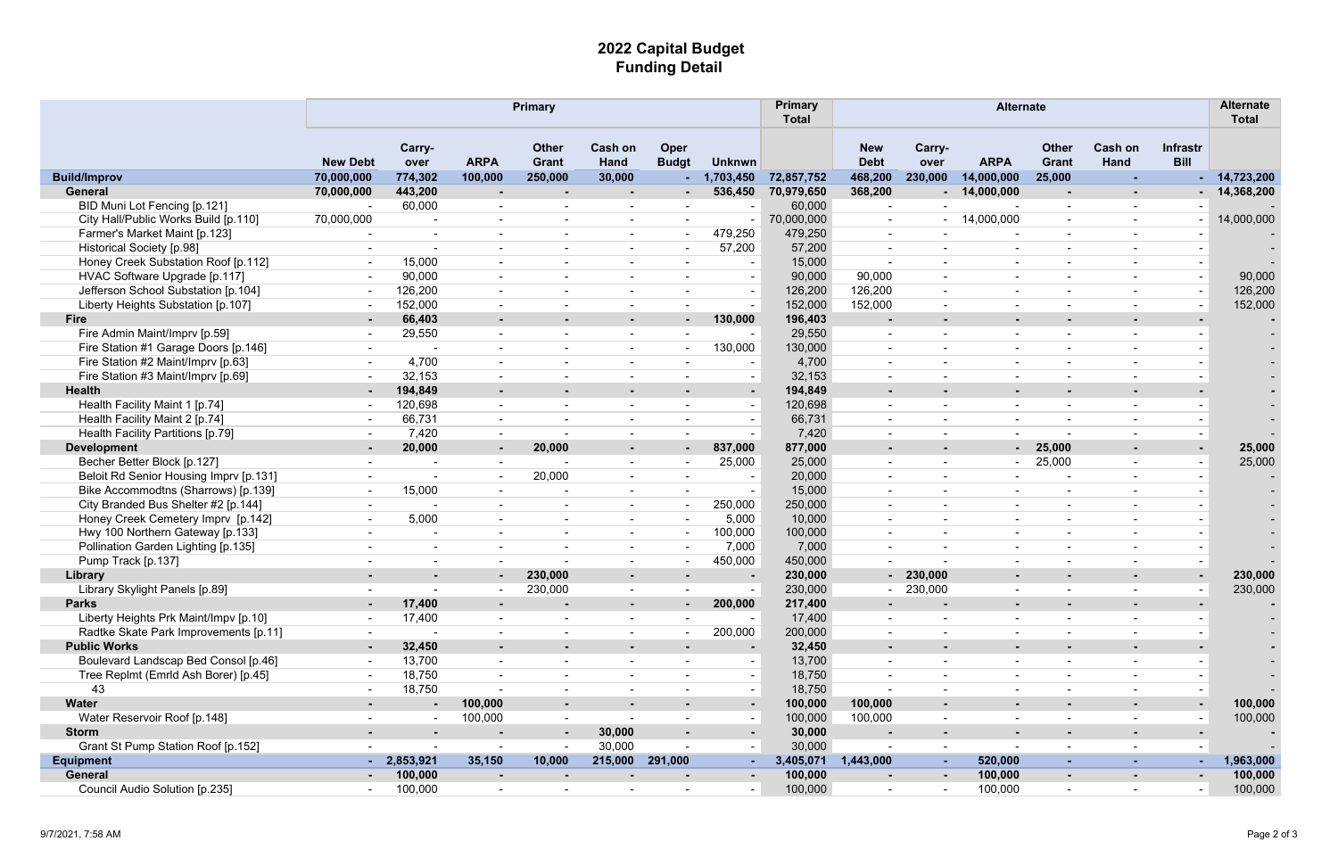# 2022 Capital Budget
## Funding Detail

| | Primary | | | | | | | Primary Total | Alternate | | | | | | Alternate Total |
|---|---|---|---|---|---|---|---|---|---|---|---|---|---|---|---|
| | New Debt | Carry-over | ARPA | Other Grant | Cash on Hand | Oper Budgt | Unknwn | | New Debt | Carry-over | ARPA | Other Grant | Cash on Hand | Infrastr Bill | |
| **Build/Improv** | **70,000,000** | **774,302** | **100,000** | **250,000** | **30,000** | **-** | **1,703,450** | **72,857,752** | **468,200** | **230,000** | **14,000,000** | **25,000** | **-** | **-** | **14,723,200** |
| **General** | **70,000,000** | **443,200** | **-** | **-** | **-** | **-** | **536,450** | **70,979,650** | **368,200** | **-** | **14,000,000** | **-** | **-** | **-** | **14,368,200** |
| BID Muni Lot Fencing [p.121] | - | 60,000 | - | - | - | - | - | 60,000 | - | - | - | - | - | - | - |
| City Hall/Public Works Build [p.110] | 70,000,000 | - | - | - | - | - | - | 70,000,000 | - | - | 14,000,000 | - | - | - | 14,000,000 |
| Farmer's Market Maint [p.123] | - | - | - | - | - | - | 479,250 | 479,250 | - | - | - | - | - | - | - |
| Historical Society [p.98] | - | - | - | - | - | - | 57,200 | 57,200 | - | - | - | - | - | - | - |
| Honey Creek Substation Roof [p.112] | - | 15,000 | - | - | - | - | - | 15,000 | - | - | - | - | - | - | - |
| HVAC Software Upgrade [p.117] | - | 90,000 | - | - | - | - | - | 90,000 | 90,000 | - | - | - | - | - | 90,000 |
| Jefferson School Substation [p.104] | - | 126,200 | - | - | - | - | - | 126,200 | 126,200 | - | - | - | - | - | 126,200 |
| Liberty Heights Substation [p.107] | - | 152,000 | - | - | - | - | - | 152,000 | 152,000 | - | - | - | - | - | 152,000 |
| **Fire** | **-** | **66,403** | **-** | **-** | **-** | **-** | **130,000** | **196,403** | **-** | **-** | **-** | **-** | **-** | **-** | **-** |
| Fire Admin Maint/Imprv [p.59] | - | 29,550 | - | - | - | - | - | 29,550 | - | - | - | - | - | - | - |
| Fire Station #1 Garage Doors [p.146] | - | - | - | - | - | - | 130,000 | 130,000 | - | - | - | - | - | - | - |
| Fire Station #2 Maint/Imprv [p.63] | - | 4,700 | - | - | - | - | - | 4,700 | - | - | - | - | - | - | - |
| Fire Station #3 Maint/Imprv [p.69] | - | 32,153 | - | - | - | - | - | 32,153 | - | - | - | - | - | - | - |
| **Health** | **-** | **194,849** | **-** | **-** | **-** | **-** | **-** | **194,849** | **-** | **-** | **-** | **-** | **-** | **-** | **-** |
| Health Facility Maint 1 [p.74] | - | 120,698 | - | - | - | - | - | 120,698 | - | - | - | - | - | - | - |
| Health Facility Maint 2 [p.74] | - | 66,731 | - | - | - | - | - | 66,731 | - | - | - | - | - | - | - |
| Health Facility Partitions [p.79] | - | 7,420 | - | - | - | - | - | 7,420 | - | - | - | - | - | - | - |
| **Development** | **-** | **20,000** | **-** | **20,000** | **-** | **-** | **837,000** | **877,000** | **-** | **-** | **-** | **25,000** | **-** | **-** | **25,000** |
| Becher Better Block [p.127] | - | - | - | - | - | - | 25,000 | 25,000 | - | - | - | 25,000 | - | - | 25,000 |
| Beloit Rd Senior Housing Imprv [p.131] | - | - | - | 20,000 | - | - | - | 20,000 | - | - | - | - | - | - | - |
| Bike Accommodtns (Sharrows) [p.139] | - | 15,000 | - | - | - | - | - | 15,000 | - | - | - | - | - | - | - |
| City Branded Bus Shelter #2 [p.144] | - | - | - | - | - | - | 250,000 | 250,000 | - | - | - | - | - | - | - |
| Honey Creek Cemetery Imprv [p.142] | - | 5,000 | - | - | - | - | 5,000 | 10,000 | - | - | - | - | - | - | - |
| Hwy 100 Northern Gateway [p.133] | - | - | - | - | - | - | 100,000 | 100,000 | - | - | - | - | - | - | - |
| Pollination Garden Lighting [p.135] | - | - | - | - | - | - | 7,000 | 7,000 | - | - | - | - | - | - | - |
| Pump Track [p.137] | - | - | - | - | - | - | 450,000 | 450,000 | - | - | - | - | - | - | - |
| **Library** | **-** | **-** | **-** | **230,000** | **-** | **-** | **-** | **230,000** | **-** | **230,000** | **-** | **-** | **-** | **-** | **230,000** |
| Library Skylight Panels [p.89] | - | - | - | 230,000 | - | - | - | 230,000 | - | 230,000 | - | - | - | - | 230,000 |
| **Parks** | **-** | **17,400** | **-** | **-** | **-** | **-** | **200,000** | **217,400** | **-** | **-** | **-** | **-** | **-** | **-** | **-** |
| Liberty Heights Prk Maint/Impv [p.10] | - | 17,400 | - | - | - | - | - | 17,400 | - | - | - | - | - | - | - |
| Radtke Skate Park Improvements [p.11] | - | - | - | - | - | - | 200,000 | 200,000 | - | - | - | - | - | - | - |
| **Public Works** | **-** | **32,450** | **-** | **-** | **-** | **-** | **-** | **32,450** | **-** | **-** | **-** | **-** | **-** | **-** | **-** |
| Boulevard Landscap Bed Consol [p.46] | - | 13,700 | - | - | - | - | - | 13,700 | - | - | - | - | - | - | - |
| Tree Replmt (Emrld Ash Borer) [p.45] | - | 18,750 | - | - | - | - | - | 18,750 | - | - | - | - | - | - | - |
| 43 | - | 18,750 | - | - | - | - | - | 18,750 | - | - | - | - | - | - | - |
| **Water** | **-** | **-** | **100,000** | **-** | **-** | **-** | **-** | **100,000** | **100,000** | **-** | **-** | **-** | **-** | **-** | **100,000** |
| Water Reservoir Roof [p.148] | - | - | 100,000 | - | - | - | - | 100,000 | 100,000 | - | - | - | - | - | 100,000 |
| **Storm** | **-** | **-** | **-** | **-** | **30,000** | **-** | **-** | **30,000** | **-** | **-** | **-** | **-** | **-** | **-** | **-** |
| Grant St Pump Station Roof [p.152] | - | - | - | - | 30,000 | - | - | 30,000 | - | - | - | - | - | - | - |
| **Equipment** | **-** | **2,853,921** | **35,150** | **10,000** | **215,000** | **291,000** | **-** | **3,405,071** | **1,443,000** | **-** | **520,000** | **-** | **-** | **-** | **1,963,000** |
| **General** | **-** | **100,000** | **-** | **-** | **-** | **-** | **-** | **100,000** | **-** | **-** | **100,000** | **-** | **-** | **-** | **100,000** |
| Council Audio Solution [p.235] | - | 100,000 | - | - | - | - | - | 100,000 | - | - | 100,000 | - | - | - | 100,000 |

9/7/2021, 7:58 AM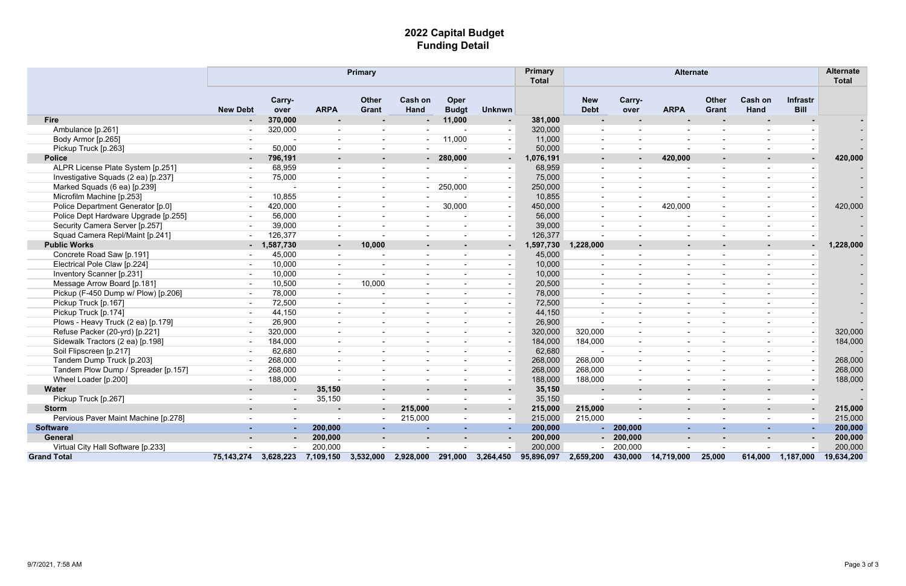# 2022 Capital Budget
## Funding Detail

| | Primary | | | | | | | Primary Total | Alternate | | | | | | Alternate Total |
|---|---|---|---|---|---|---|---|---|---|---|---|---|---|---|---|
| | New Debt | Carry-over | ARPA | Other Grant | Cash on Hand | Oper Budgt | Unknwn | | New Debt | Carry-over | ARPA | Other Grant | Cash on Hand | Infrastr Bill | |
| **Fire** | **-** | **370,000** | **-** | **-** | **-** | **11,000** | **-** | **381,000** | **-** | **-** | **-** | **-** | **-** | **-** | **-** |
| Ambulance [p.261] | - | 320,000 | - | - | - | - | - | 320,000 | - | - | - | - | - | - | - |
| Body Armor [p.265] | - | - | - | - | - | 11,000 | - | 11,000 | - | - | - | - | - | - | - |
| Pickup Truck [p.263] | - | 50,000 | - | - | - | - | - | 50,000 | - | - | - | - | - | - | - |
| **Police** | **-** | **796,191** | **-** | **-** | **-** | **280,000** | **-** | **1,076,191** | **-** | **-** | **420,000** | **-** | **-** | **-** | **420,000** |
| ALPR License Plate System [p.251] | - | 68,959 | - | - | - | - | - | 68,959 | - | - | - | - | - | - | - |
| Investigative Squads (2 ea) [p.237] | - | 75,000 | - | - | - | - | - | 75,000 | - | - | - | - | - | - | - |
| Marked Squads (6 ea) [p.239] | - | - | - | - | - | 250,000 | - | 250,000 | - | - | - | - | - | - | - |
| Microfilm Machine [p.253] | - | 10,855 | - | - | - | - | - | 10,855 | - | - | - | - | - | - | - |
| Police Department Generator [p.0] | - | 420,000 | - | - | - | 30,000 | - | 450,000 | - | - | 420,000 | - | - | - | 420,000 |
| Police Dept Hardware Upgrade [p.255] | - | 56,000 | - | - | - | - | - | 56,000 | - | - | - | - | - | - | - |
| Security Camera Server [p.257] | - | 39,000 | - | - | - | - | - | 39,000 | - | - | - | - | - | - | - |
| Squad Camera Repl/Maint [p.241] | - | 126,377 | - | - | - | - | - | 126,377 | - | - | - | - | - | - | - |
| **Public Works** | **-** | **1,587,730** | **-** | **10,000** | **-** | **-** | **-** | **1,597,730** | **1,228,000** | **-** | **-** | **-** | **-** | **-** | **1,228,000** |
| Concrete Road Saw [p.191] | - | 45,000 | - | - | - | - | - | 45,000 | - | - | - | - | - | - | - |
| Electrical Pole Claw [p.224] | - | 10,000 | - | - | - | - | - | 10,000 | - | - | - | - | - | - | - |
| Inventory Scanner [p.231] | - | 10,000 | - | - | - | - | - | 10,000 | - | - | - | - | - | - | - |
| Message Arrow Board [p.181] | - | 10,500 | - | 10,000 | - | - | - | 20,500 | - | - | - | - | - | - | - |
| Pickup (F-450 Dump w/ Plow) [p.206] | - | 78,000 | - | - | - | - | - | 78,000 | - | - | - | - | - | - | - |
| Pickup Truck [p.167] | - | 72,500 | - | - | - | - | - | 72,500 | - | - | - | - | - | - | - |
| Pickup Truck [p.174] | - | 44,150 | - | - | - | - | - | 44,150 | - | - | - | - | - | - | - |
| Plows - Heavy Truck (2 ea) [p.179] | - | 26,900 | - | - | - | - | - | 26,900 | - | - | - | - | - | - | - |
| Refuse Packer (20-yrd) [p.221] | - | 320,000 | - | - | - | - | - | 320,000 | 320,000 | - | - | - | - | - | 320,000 |
| Sidewalk Tractors (2 ea) [p.198] | - | 184,000 | - | - | - | - | - | 184,000 | 184,000 | - | - | - | - | - | 184,000 |
| Soil Flipscreen [p.217] | - | 62,680 | - | - | - | - | - | 62,680 | - | - | - | - | - | - | - |
| Tandem Dump Truck [p.203] | - | 268,000 | - | - | - | - | - | 268,000 | 268,000 | - | - | - | - | - | 268,000 |
| Tandem Plow Dump / Spreader [p.157] | - | 268,000 | - | - | - | - | - | 268,000 | 268,000 | - | - | - | - | - | 268,000 |
| Wheel Loader [p.200] | - | 188,000 | - | - | - | - | - | 188,000 | 188,000 | - | - | - | - | - | 188,000 |
| **Water** | **-** | **-** | **35,150** | **-** | **-** | **-** | **-** | **35,150** | **-** | **-** | **-** | **-** | **-** | **-** | **-** |
| Pickup Truck [p.267] | - | - | 35,150 | - | - | - | - | 35,150 | - | - | - | - | - | - | - |
| **Storm** | **-** | **-** | **-** | **-** | **215,000** | **-** | **-** | **215,000** | **215,000** | **-** | **-** | **-** | **-** | **-** | **215,000** |
| Pervious Paver Maint Machine [p.278] | - | - | - | - | 215,000 | - | - | 215,000 | 215,000 | - | - | - | - | - | 215,000 |
| **Software** | **-** | **-** | **200,000** | **-** | **-** | **-** | **-** | **200,000** | **-** | **200,000** | **-** | **-** | **-** | **-** | **200,000** |
| **General** | **-** | **-** | **200,000** | **-** | **-** | **-** | **-** | **200,000** | **-** | **200,000** | **-** | **-** | **-** | **-** | **200,000** |
| Virtual City Hall Software [p.233] | - | - | 200,000 | - | - | - | - | 200,000 | - | 200,000 | - | - | - | - | 200,000 |
| **Grand Total** | **75,143,274** | **3,628,223** | **7,109,150** | **3,532,000** | **2,928,000** | **291,000** | **3,264,450** | **95,896,097** | **2,659,200** | **430,000** | **14,719,000** | **25,000** | **614,000** | **1,187,000** | **19,634,200** |

9/7/2021, 7:58 AM